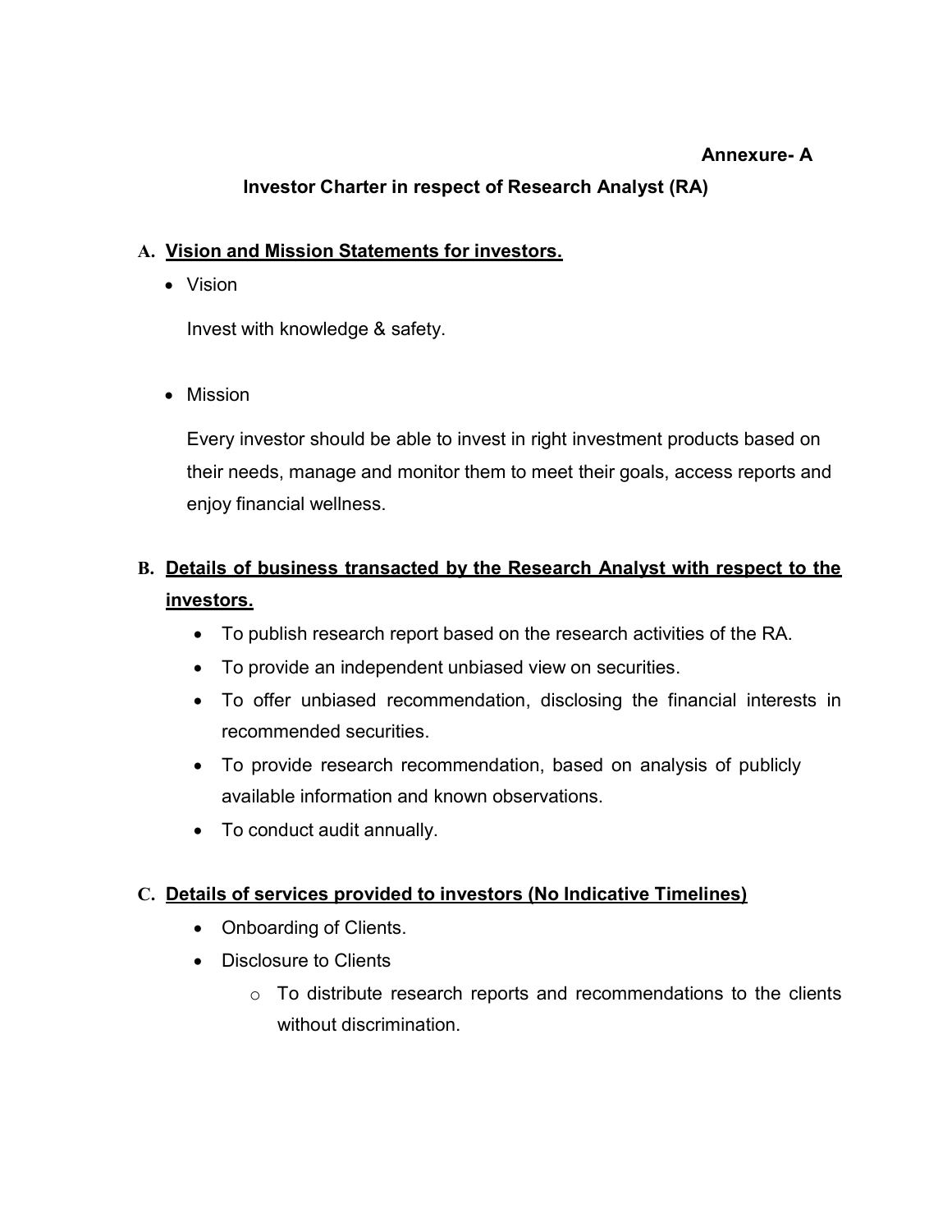**Annexure- A**

# Investor Charter in respect of Research Analyst (RA)

## A. Vision and Mission Statements for investors.

- Vision

  Invest with knowledge & safety.

- Mission

  Every investor should be able to invest in right investment products based on their needs, manage and monitor them to meet their goals, access reports and enjoy financial wellness.

## B. Details of business transacted by the Research Analyst with respect to the investors.

- To publish research report based on the research activities of the RA.
- To provide an independent unbiased view on securities.
- To offer unbiased recommendation, disclosing the financial interests in recommended securities.
- To provide research recommendation, based on analysis of publicly available information and known observations.
- To conduct audit annually.

## C. Details of services provided to investors (No Indicative Timelines)

- Onboarding of Clients.
- Disclosure to Clients
  - To distribute research reports and recommendations to the clients without discrimination.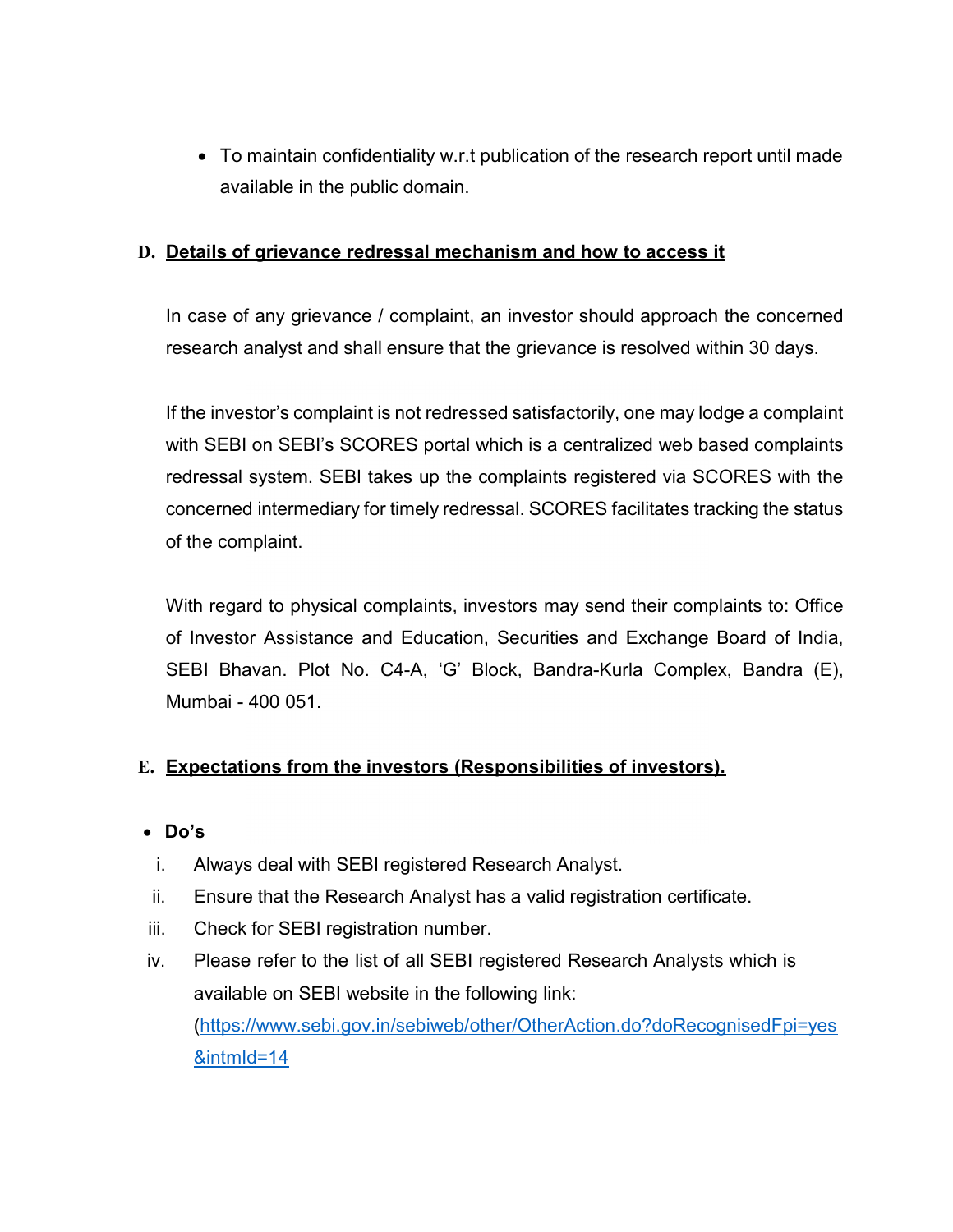- To maintain confidentiality w.r.t publication of the research report until made available in the public domain.

## D. Details of grievance redressal mechanism and how to access it

In case of any grievance / complaint, an investor should approach the concerned research analyst and shall ensure that the grievance is resolved within 30 days.

If the investor's complaint is not redressed satisfactorily, one may lodge a complaint with SEBI on SEBI's SCORES portal which is a centralized web based complaints redressal system. SEBI takes up the complaints registered via SCORES with the concerned intermediary for timely redressal. SCORES facilitates tracking the status of the complaint.

With regard to physical complaints, investors may send their complaints to: Office of Investor Assistance and Education, Securities and Exchange Board of India, SEBI Bhavan. Plot No. C4-A, 'G' Block, Bandra-Kurla Complex, Bandra (E), Mumbai - 400 051.

## E. Expectations from the investors (Responsibilities of investors).

- **Do's**
  1. Always deal with SEBI registered Research Analyst.
  2. Ensure that the Research Analyst has a valid registration certificate.
  3. Check for SEBI registration number.
  4. Please refer to the list of all SEBI registered Research Analysts which is available on SEBI website in the following link: (https://www.sebi.gov.in/sebiweb/other/OtherAction.do?doRecognisedFpi=yes&intmId=14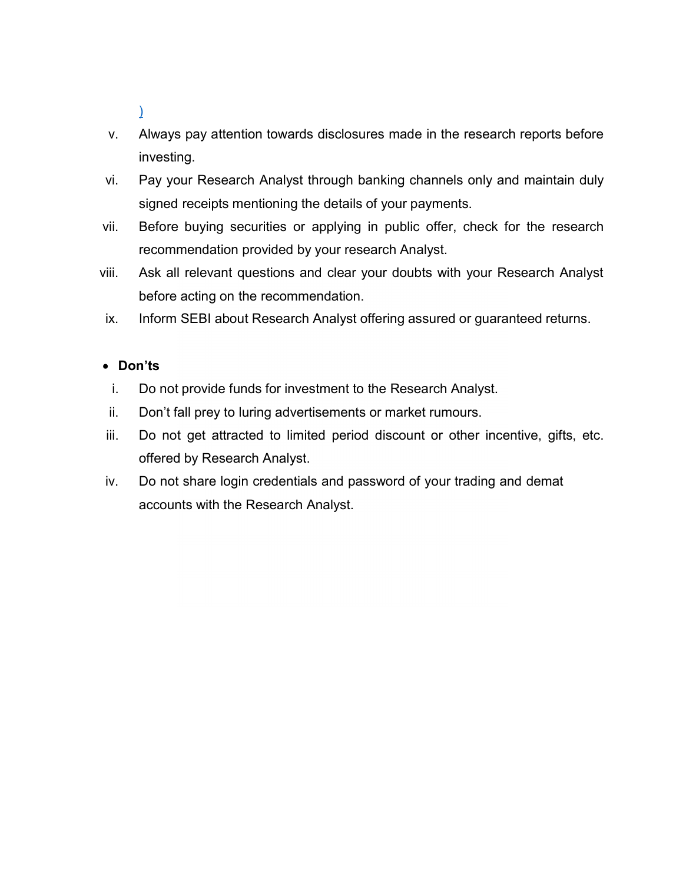)

v. Always pay attention towards disclosures made in the research reports before investing.
vi. Pay your Research Analyst through banking channels only and maintain duly signed receipts mentioning the details of your payments.
vii. Before buying securities or applying in public offer, check for the research recommendation provided by your research Analyst.
viii. Ask all relevant questions and clear your doubts with your Research Analyst before acting on the recommendation.
ix. Inform SEBI about Research Analyst offering assured or guaranteed returns.

- **Don'ts**

i. Do not provide funds for investment to the Research Analyst.
ii. Don't fall prey to luring advertisements or market rumours.
iii. Do not get attracted to limited period discount or other incentive, gifts, etc. offered by Research Analyst.
iv. Do not share login credentials and password of your trading and demat accounts with the Research Analyst.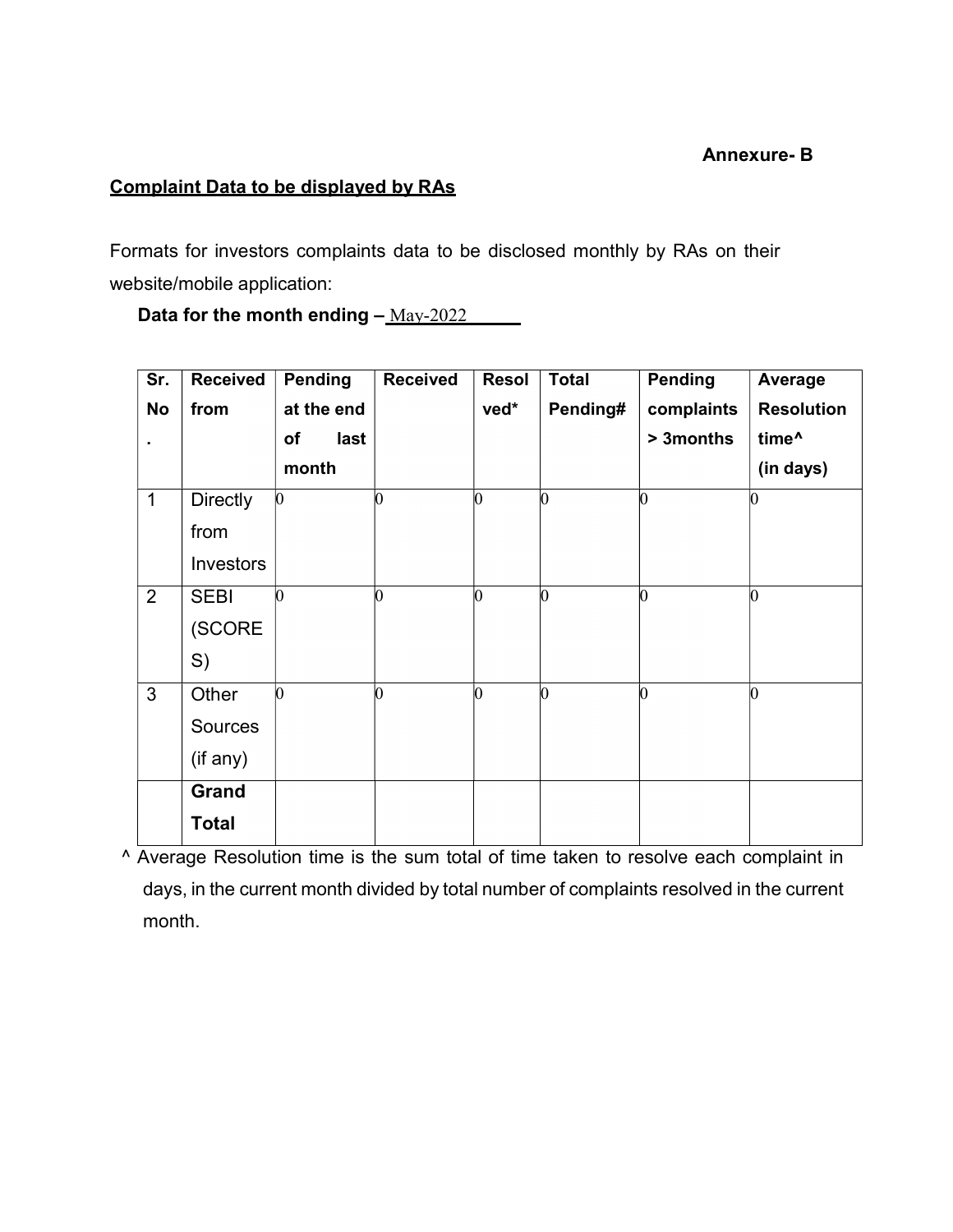**Annexure- B**

**Complaint Data to be displayed by RAs**

Formats for investors complaints data to be disclosed monthly by RAs on their website/mobile application:

**Data for the month ending –** May-2022

| Sr. No. | Received from | Pending at the end of last month | Received | Resolved* | Total Pending# | Pending complaints > 3months | Average Resolution time^ (in days) |
|---|---|---|---|---|---|---|---|
| 1 | Directly from Investors | 0 | 0 | 0 | 0 | 0 | 0 |
| 2 | SEBI (SCORES) | 0 | 0 | 0 | 0 | 0 | 0 |
| 3 | Other Sources (if any) | 0 | 0 | 0 | 0 | 0 | 0 |
| | **Grand Total** | | | | | | |

^ Average Resolution time is the sum total of time taken to resolve each complaint in days, in the current month divided by total number of complaints resolved in the current month.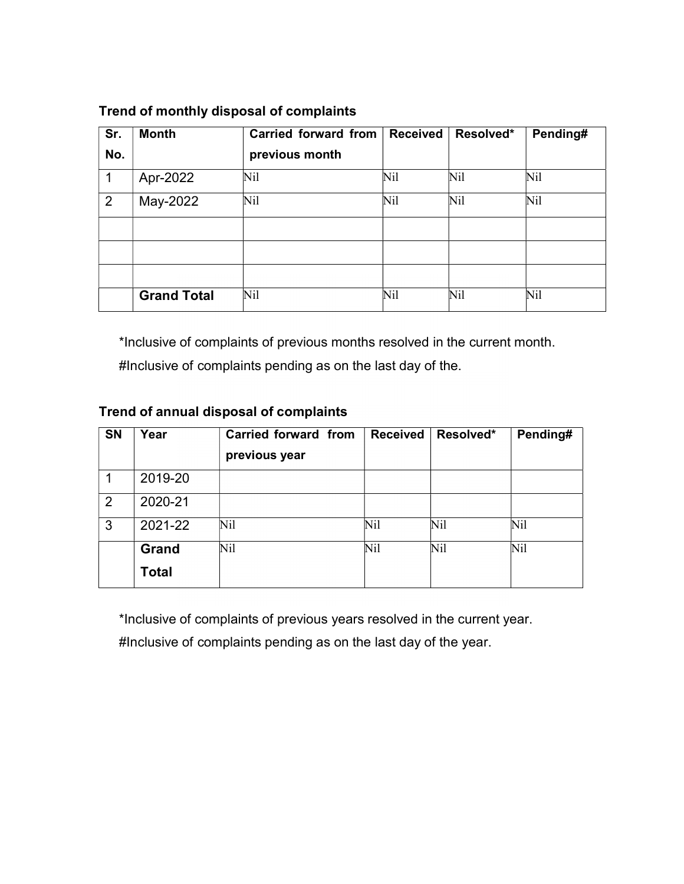### Trend of monthly disposal of complaints

| Sr. No. | Month | Carried forward from previous month | Received | Resolved* | Pending# |
|---|---|---|---|---|---|
| 1 | Apr-2022 | Nil | Nil | Nil | Nil |
| 2 | May-2022 | Nil | Nil | Nil | Nil |
| | | | | | |
| | | | | | |
| | | | | | |
| | **Grand Total** | Nil | Nil | Nil | Nil |

*Inclusive of complaints of previous months resolved in the current month.
#Inclusive of complaints pending as on the last day of the.

### Trend of annual disposal of complaints

| SN | Year | Carried forward from previous year | Received | Resolved* | Pending# |
|---|---|---|---|---|---|
| 1 | 2019-20 | | | | |
| 2 | 2020-21 | | | | |
| 3 | 2021-22 | Nil | Nil | Nil | Nil |
| | **Grand Total** | Nil | Nil | Nil | Nil |

*Inclusive of complaints of previous years resolved in the current year.
#Inclusive of complaints pending as on the last day of the year.